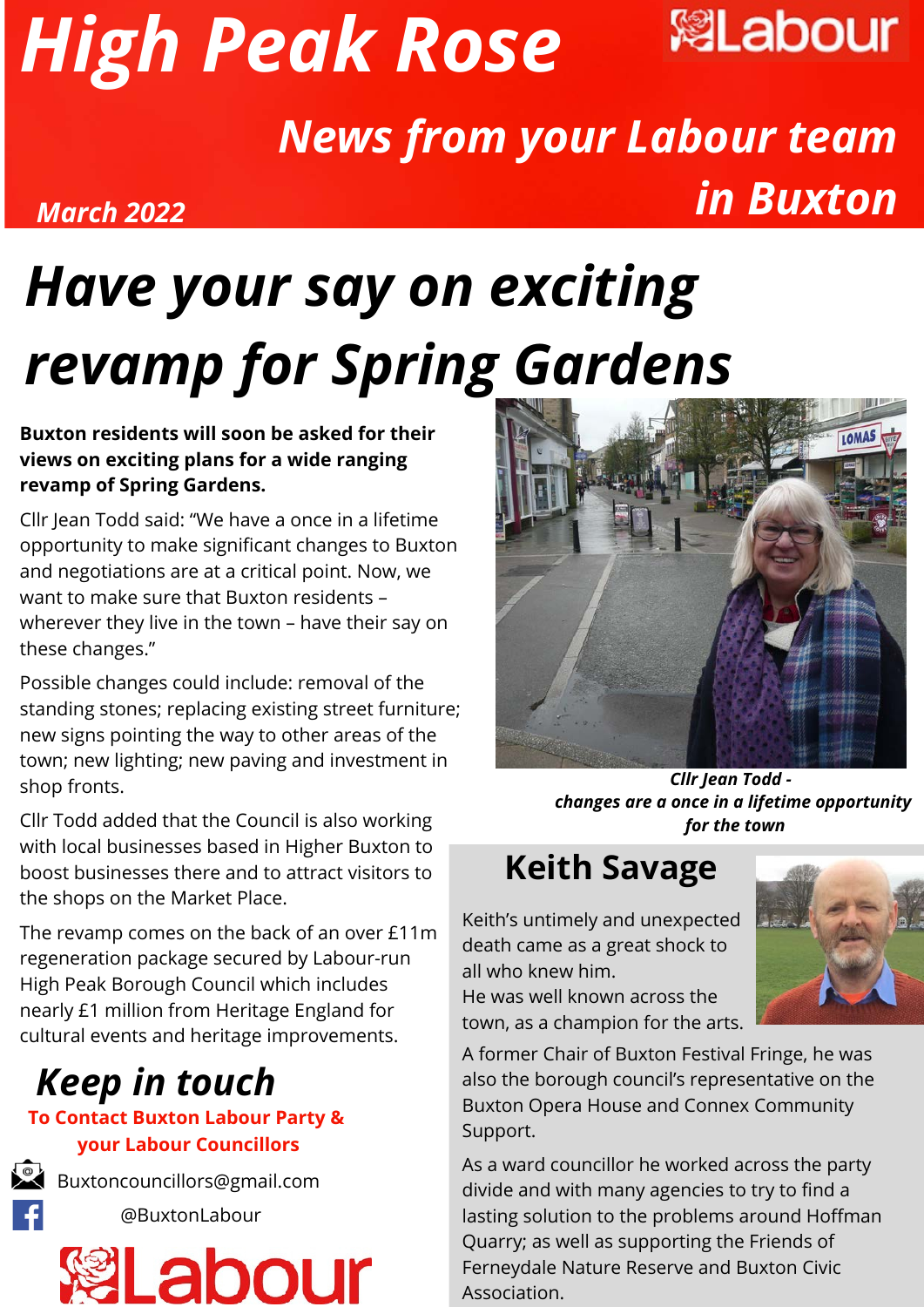# High Peak Rose

Labour

## News from your Labour team in Buxton

March 2022

# Have your say on exciting revamp for Spring Gardens

**Buxton residents will soon be asked for their views on exciting plans for a wide ranging revamp of Spring Gardens.**

Cllr Jean Todd said: "We have a once in a lifetime opportunity to make significant changes to Buxton and negotiations are at a critical point. Now, we want to make sure that Buxton residents – wherever they live in the town – have their say on these changes."

Possible changes could include: removal of the standing stones; replacing existing street furniture; new signs pointing the way to other areas of the town; new lighting; new paving and investment in shop fronts.

Cllr Todd added that the Council is also working with local businesses based in Higher Buxton to boost businesses there and to attract visitors to the shops on the Market Place.

The revamp comes on the back of an over £11m regeneration package secured by Labour-run High Peak Borough Council which includes nearly £1 million from Heritage England for cultural events and heritage improvements.

***Cllr Jean Todd - changes are a once in a lifetime opportunity for the town***

## Keith Savage

Keith's untimely and unexpected death came as a great shock to all who knew him.
He was well known across the town, as a champion for the arts.

A former Chair of Buxton Festival Fringe, he was also the borough council's representative on the Buxton Opera House and Connex Community Support.

As a ward councillor he worked across the party divide and with many agencies to try to find a lasting solution to the problems around Hoffman Quarry; as well as supporting the Friends of Ferneydale Nature Reserve and Buxton Civic Association.

## *Keep in touch*

**To Contact Buxton Labour Party & your Labour Councillors**

Buxtoncouncillors@gmail.com

@BuxtonLabour

Labour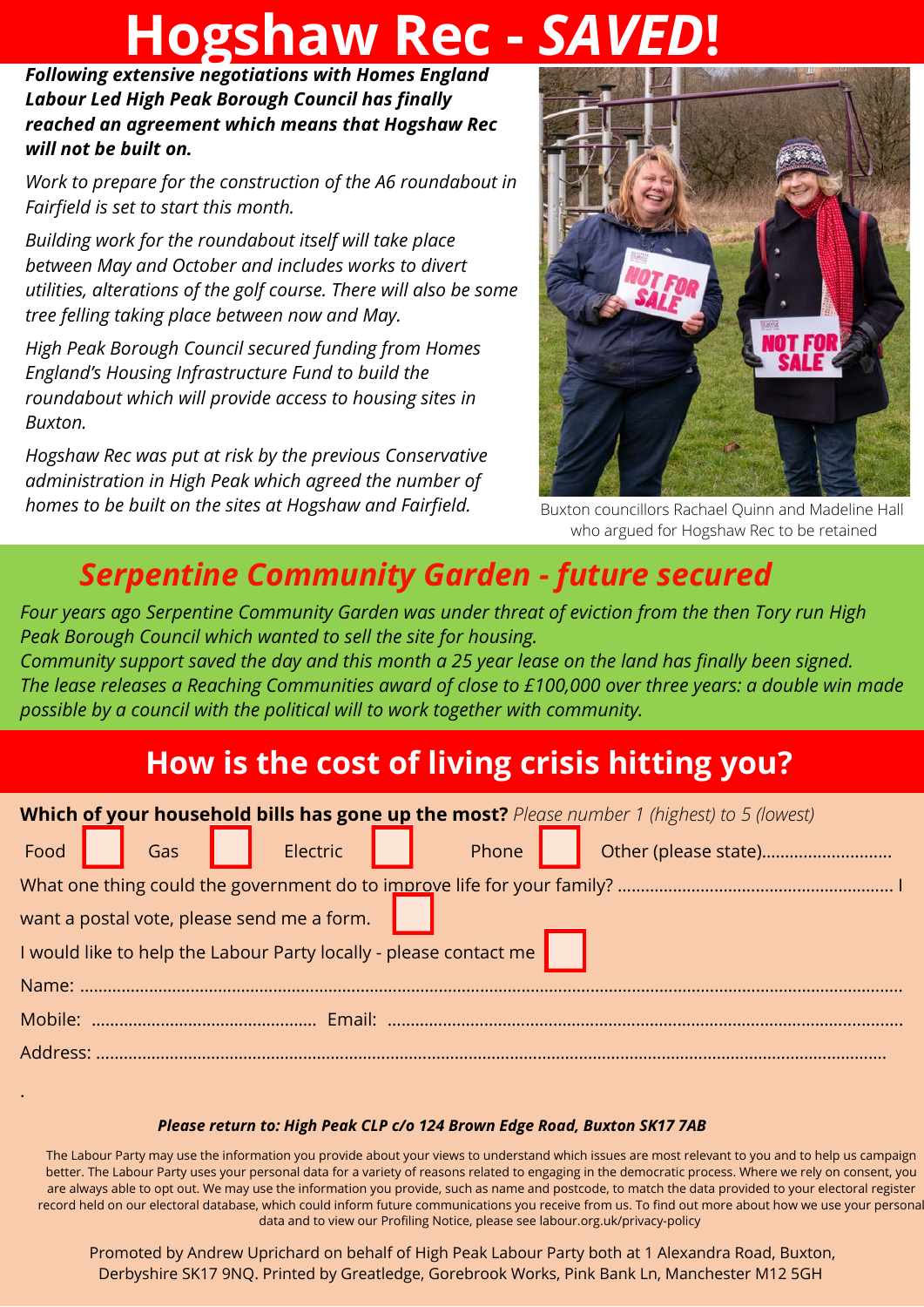# Hogshaw Rec - *SAVED*!

***Following extensive negotiations with Homes England Labour Led High Peak Borough Council has finally reached an agreement which means that Hogshaw Rec will not be built on.***

*Work to prepare for the construction of the A6 roundabout in Fairfield is set to start this month.*

*Building work for the roundabout itself will take place between May and October and includes works to divert utilities, alterations of the golf course. There will also be some tree felling taking place between now and May.*

*High Peak Borough Council secured funding from Homes England's Housing Infrastructure Fund to build the roundabout which will provide access to housing sites in Buxton.*

*Hogshaw Rec was put at risk by the previous Conservative administration in High Peak which agreed the number of homes to be built on the sites at Hogshaw and Fairfield.*

Buxton councillors Rachael Quinn and Madeline Hall who argued for Hogshaw Rec to be retained

## *Serpentine Community Garden - future secured*

*Four years ago Serpentine Community Garden was under threat of eviction from the then Tory run High Peak Borough Council which wanted to sell the site for housing.*
*Community support saved the day and this month a 25 year lease on the land has finally been signed.*
*The lease releases a Reaching Communities award of close to £100,000 over three years: a double win made possible by a council with the political will to work together with community.*

## How is the cost of living crisis hitting you?

**Which of your household bills has gone up the most?** *Please number 1 (highest) to 5 (lowest)*

Food ☐ Gas ☐ Electric ☐ Phone ☐ Other (please state)...........................

What one thing could the government do to improve life for your family? ..........................................................

I want a postal vote, please send me a form. ☐

I would like to help the Labour Party locally - please contact me ☐

Name: ..........................................................................................................................................

Mobile: ............................................... Email: ...........................................................................

Address: .......................................................................................................................................

***Please return to: High Peak CLP c/o 124 Brown Edge Road, Buxton SK17 7AB***

The Labour Party may use the information you provide about your views to understand which issues are most relevant to you and to help us campaign better. The Labour Party uses your personal data for a variety of reasons related to engaging in the democratic process. Where we rely on consent, you are always able to opt out. We may use the information you provide, such as name and postcode, to match the data provided to your electoral register record held on our electoral database, which could inform future communications you receive from us. To find out more about how we use your personal data and to view our Profiling Notice, please see labour.org.uk/privacy-policy

Promoted by Andrew Uprichard on behalf of High Peak Labour Party both at 1 Alexandra Road, Buxton, Derbyshire SK17 9NQ. Printed by Greatledge, Gorebrook Works, Pink Bank Ln, Manchester M12 5GH